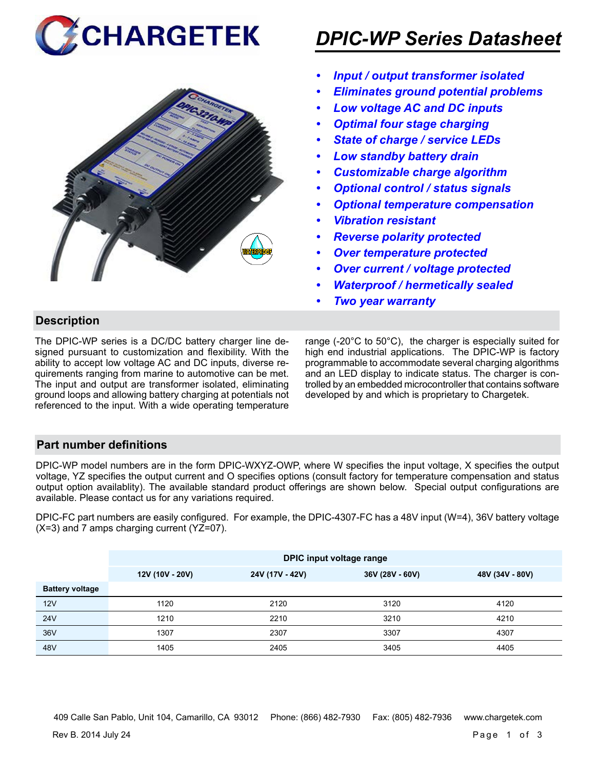# CHARGETEK

# DPIC-WP Series Datasheet

- *Input / output transformer isolated*
- *Eliminates ground potential problems*
- *Low voltage AC and DC inputs*
- *Optimal four stage charging*
- *State of charge / service LEDs*
- *Low standby battery drain*
- *Customizable charge algorithm*
- *Optional control / status signals*
- *Optional temperature compensation*
- *Vibration resistant*
- *Reverse polarity protected*
- *Over temperature protected*
- *Over current / voltage protected*
- *Waterproof / hermetically sealed*
- *Two year warranty*

## Description

The DPIC-WP series is a DC/DC battery charger line designed pursuant to customization and flexibility. With the ability to accept low voltage AC and DC inputs, diverse requirements ranging from marine to automotive can be met. The input and output are transformer isolated, eliminating ground loops and allowing battery charging at potentials not referenced to the input. With a wide operating temperature range (-20°C to 50°C), the charger is especially suited for high end industrial applications. The DPIC-WP is factory programmable to accommodate several charging algorithms and an LED display to indicate status. The charger is controlled by an embedded microcontroller that contains software developed by and which is proprietary to Chargetek.

## Part number definitions

DPIC-WP model numbers are in the form DPIC-WXYZ-OWP, where W specifies the input voltage, X specifies the output voltage, YZ specifies the output current and O specifies options (consult factory for temperature compensation and status output option availablity). The available standard product offerings are shown below. Special output configurations are available. Please contact us for any variations required.

DPIC-FC part numbers are easily configured. For example, the DPIC-4307-FC has a 48V input (W=4), 36V battery voltage (X=3) and 7 amps charging current (YZ=07).

| | DPIC input voltage range | | | |
|---|---|---|---|---|
| | 12V (10V - 20V) | 24V (17V - 42V) | 36V (28V - 60V) | 48V (34V - 80V) |
| **Battery voltage** | | | | |
| 12V | 1120 | 2120 | 3120 | 4120 |
| 24V | 1210 | 2210 | 3210 | 4210 |
| 36V | 1307 | 2307 | 3307 | 4307 |
| 48V | 1405 | 2405 | 3405 | 4405 |

409 Calle San Pablo, Unit 104, Camarillo, CA 93012 Phone: (866) 482-7930 Fax: (805) 482-7936 www.chargetek.com

Rev B. 2014 July 24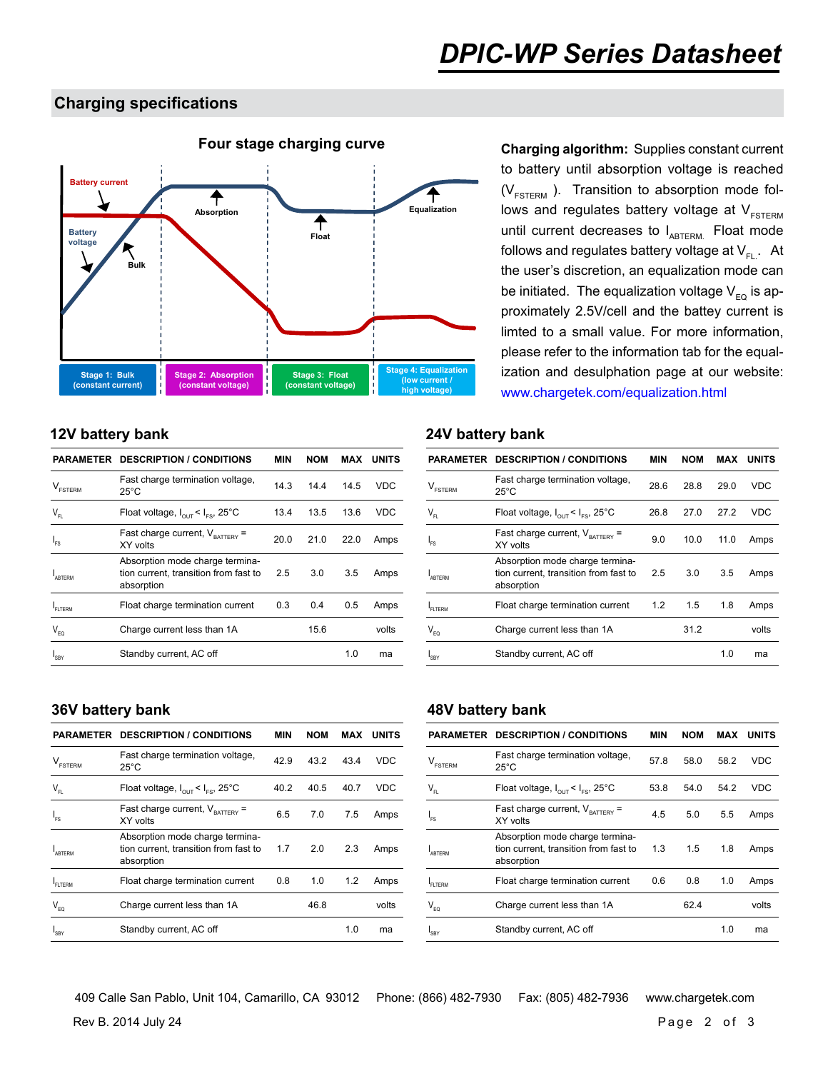## Charging specifications

### Four stage charging curve

Battery current

Battery voltage

Bulk

Absorption

Float

Equalization

Stage 1: Bulk (constant current)

Stage 2: Absorption (constant voltage)

Stage 3: Float (constant voltage)

Stage 4: Equalization (low current / high voltage)

**Charging algorithm:** Supplies constant current to battery until absorption voltage is reached ($V_{FSTERM}$). Transition to absorption mode follows and regulates battery voltage at $V_{FSTERM}$ until current decreases to $I_{ABTERM}$. Float mode follows and regulates battery voltage at $V_{FL}$. At the user's discretion, an equalization mode can be initiated. The equalization voltage $V_{EQ}$ is approximately 2.5V/cell and the battery current is limted to a small value. For more information, please refer to the information tab for the equalization and desulphation page at our website: www.chargetek.com/equalization.html

### 12V battery bank

| PARAMETER | DESCRIPTION / CONDITIONS | MIN | NOM | MAX | UNITS |
|---|---|---|---|---|---|
| $V_{FSTERM}$ | Fast charge termination voltage, 25°C | 14.3 | 14.4 | 14.5 | VDC |
| $V_{FL}$ | Float voltage, $I_{OUT} < I_{FS}$, 25°C | 13.4 | 13.5 | 13.6 | VDC |
| $I_{FS}$ | Fast charge current, $V_{BATTERY}$ = XY volts | 20.0 | 21.0 | 22.0 | Amps |
| $I_{ABTERM}$ | Absorption mode charge termination current, transition from fast to absorption | 2.5 | 3.0 | 3.5 | Amps |
| $I_{FLTERM}$ | Float charge termination current | 0.3 | 0.4 | 0.5 | Amps |
| $V_{EQ}$ | Charge current less than 1A | | 15.6 | | volts |
| $I_{SBY}$ | Standby current, AC off | | | 1.0 | ma |

### 24V battery bank

| PARAMETER | DESCRIPTION / CONDITIONS | MIN | NOM | MAX | UNITS |
|---|---|---|---|---|---|
| $V_{FSTERM}$ | Fast charge termination voltage, 25°C | 28.6 | 28.8 | 29.0 | VDC |
| $V_{FL}$ | Float voltage, $I_{OUT} < I_{FS}$, 25°C | 26.8 | 27.0 | 27.2 | VDC |
| $I_{FS}$ | Fast charge current, $V_{BATTERY}$ = XY volts | 9.0 | 10.0 | 11.0 | Amps |
| $I_{ABTERM}$ | Absorption mode charge termination current, transition from fast to absorption | 2.5 | 3.0 | 3.5 | Amps |
| $I_{FLTERM}$ | Float charge termination current | 1.2 | 1.5 | 1.8 | Amps |
| $V_{EQ}$ | Charge current less than 1A | | 31.2 | | volts |
| $I_{SBY}$ | Standby current, AC off | | | 1.0 | ma |

### 36V battery bank

| PARAMETER | DESCRIPTION / CONDITIONS | MIN | NOM | MAX | UNITS |
|---|---|---|---|---|---|
| $V_{FSTERM}$ | Fast charge termination voltage, 25°C | 42.9 | 43.2 | 43.4 | VDC |
| $V_{FL}$ | Float voltage, $I_{OUT} < I_{FS}$, 25°C | 40.2 | 40.5 | 40.7 | VDC |
| $I_{FS}$ | Fast charge current, $V_{BATTERY}$ = XY volts | 6.5 | 7.0 | 7.5 | Amps |
| $I_{ABTERM}$ | Absorption mode charge termination current, transition from fast to absorption | 1.7 | 2.0 | 2.3 | Amps |
| $I_{FLTERM}$ | Float charge termination current | 0.8 | 1.0 | 1.2 | Amps |
| $V_{EQ}$ | Charge current less than 1A | | 46.8 | | volts |
| $I_{SBY}$ | Standby current, AC off | | | 1.0 | ma |

### 48V battery bank

| PARAMETER | DESCRIPTION / CONDITIONS | MIN | NOM | MAX | UNITS |
|---|---|---|---|---|---|
| $V_{FSTERM}$ | Fast charge termination voltage, 25°C | 57.8 | 58.0 | 58.2 | VDC |
| $V_{FL}$ | Float voltage, $I_{OUT} < I_{FS}$, 25°C | 53.8 | 54.0 | 54.2 | VDC |
| $I_{FS}$ | Fast charge current, $V_{BATTERY}$ = XY volts | 4.5 | 5.0 | 5.5 | Amps |
| $I_{ABTERM}$ | Absorption mode charge termination current, transition from fast to absorption | 1.3 | 1.5 | 1.8 | Amps |
| $I_{FLTERM}$ | Float charge termination current | 0.6 | 0.8 | 1.0 | Amps |
| $V_{EQ}$ | Charge current less than 1A | | 62.4 | | volts |
| $I_{SBY}$ | Standby current, AC off | | | 1.0 | ma |

409 Calle San Pablo, Unit 104, Camarillo, CA 93012 Phone: (866) 482-7930 Fax: (805) 482-7936 www.chargetek.com

Rev B. 2014 July 24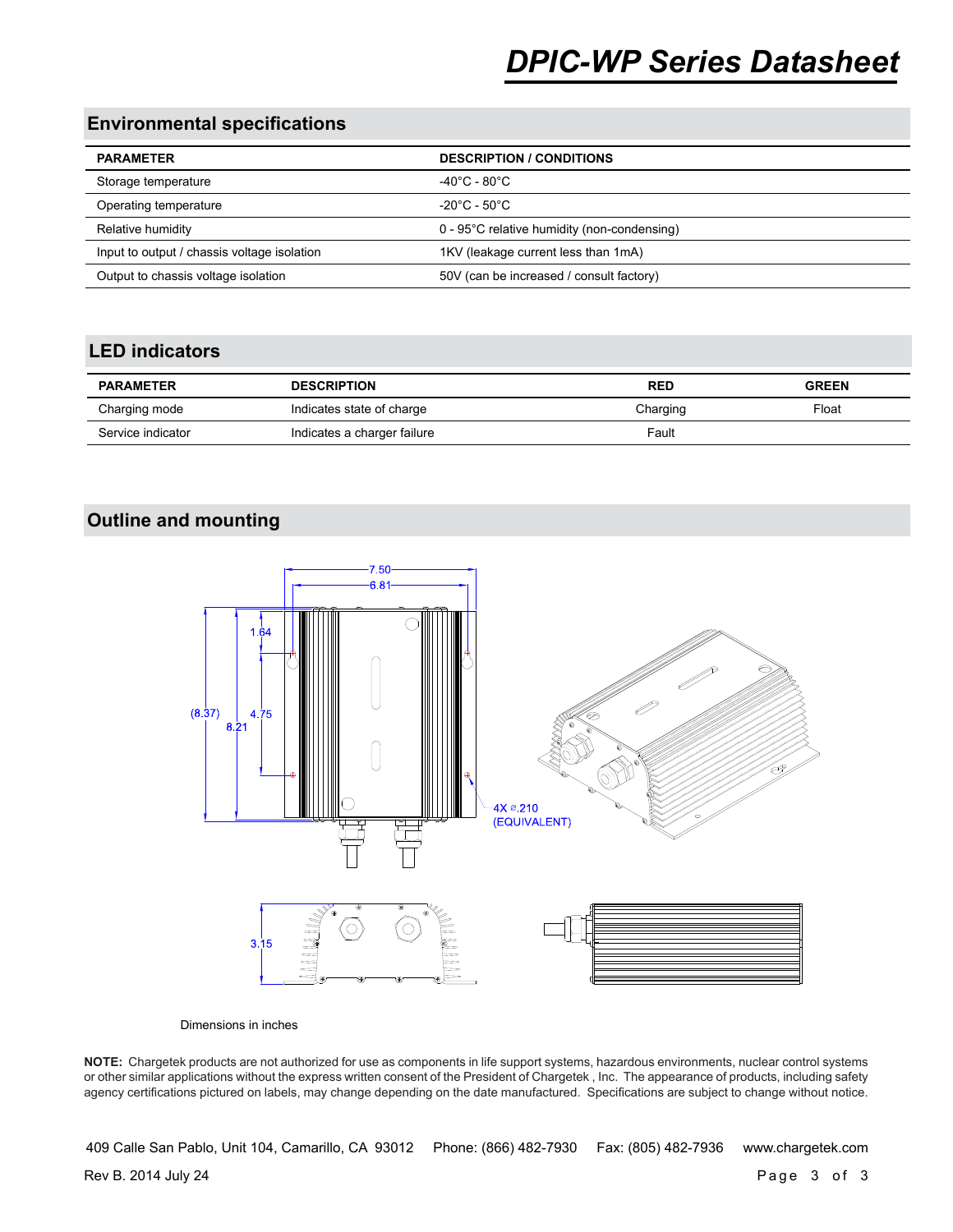## Environmental specifications

| PARAMETER | DESCRIPTION / CONDITIONS |
|---|---|
| Storage temperature | -40°C - 80°C |
| Operating temperature | -20°C - 50°C |
| Relative humidity | 0 - 95°C relative humidity (non-condensing) |
| Input to output / chassis voltage isolation | 1KV (leakage current less than 1mA) |
| Output to chassis voltage isolation | 50V (can be increased / consult factory) |

## LED indicators

| PARAMETER | DESCRIPTION | RED | GREEN |
|---|---|---|---|
| Charging mode | Indicates state of charge | Charging | Float |
| Service indicator | Indicates a charger failure | Fault | |

## Outline and mounting

7.50
6.81
1.64
(8.37)
8.21
4.75
4X ⌀.210
(EQUIVALENT)
3.15

Dimensions in inches

**NOTE:** Chargetek products are not authorized for use as components in life support systems, hazardous environments, nuclear control systems or other similar applications without the express written consent of the President of Chargetek , Inc. The appearance of products, including safety agency certifications pictured on labels, may change depending on the date manufactured. Specifications are subject to change without notice.

409 Calle San Pablo, Unit 104, Camarillo, CA 93012 Phone: (866) 482-7930 Fax: (805) 482-7936 www.chargetek.com

Rev B. 2014 July 24